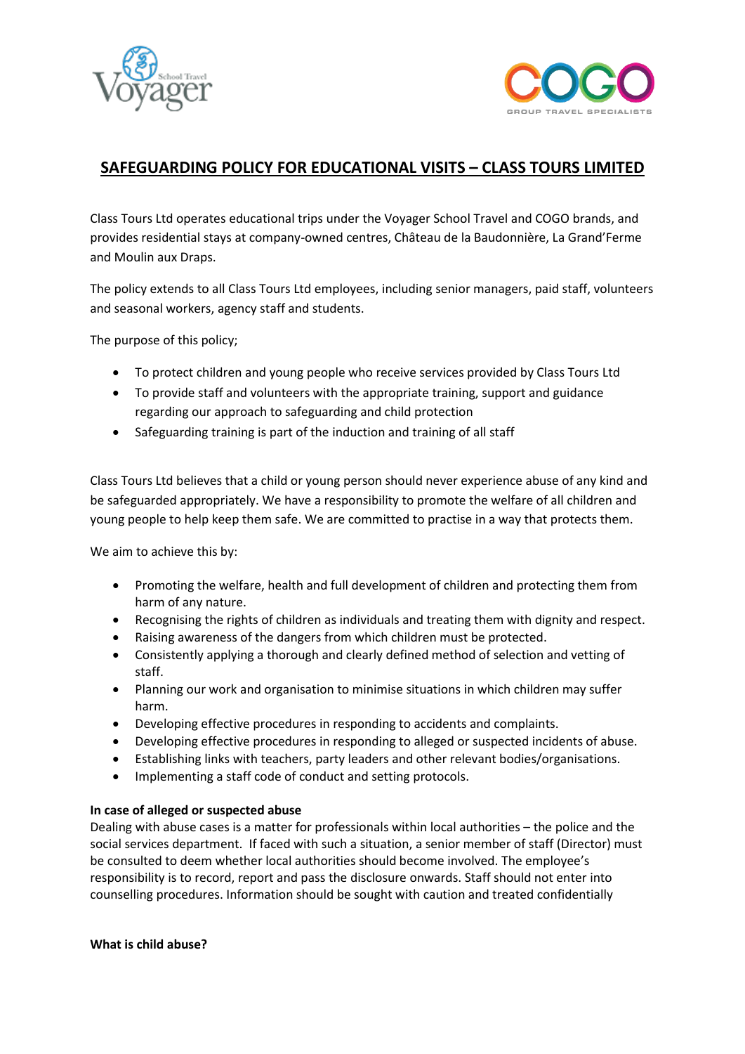# SAFEGUARDING POLICY FOR EDUCATIONAL VISITS – CLASS TOURS LIMITED

Class Tours Ltd operates educational trips under the Voyager School Travel and COGO brands, and provides residential stays at company-owned centres, Château de la Baudonnière, La Grand'Ferme and Moulin aux Draps.

The policy extends to all Class Tours Ltd employees, including senior managers, paid staff, volunteers and seasonal workers, agency staff and students.

The purpose of this policy;

- To protect children and young people who receive services provided by Class Tours Ltd
- To provide staff and volunteers with the appropriate training, support and guidance regarding our approach to safeguarding and child protection
- Safeguarding training is part of the induction and training of all staff

Class Tours Ltd believes that a child or young person should never experience abuse of any kind and be safeguarded appropriately. We have a responsibility to promote the welfare of all children and young people to help keep them safe. We are committed to practise in a way that protects them.

We aim to achieve this by:

- Promoting the welfare, health and full development of children and protecting them from harm of any nature.
- Recognising the rights of children as individuals and treating them with dignity and respect.
- Raising awareness of the dangers from which children must be protected.
- Consistently applying a thorough and clearly defined method of selection and vetting of staff.
- Planning our work and organisation to minimise situations in which children may suffer harm.
- Developing effective procedures in responding to accidents and complaints.
- Developing effective procedures in responding to alleged or suspected incidents of abuse.
- Establishing links with teachers, party leaders and other relevant bodies/organisations.
- Implementing a staff code of conduct and setting protocols.

**In case of alleged or suspected abuse**

Dealing with abuse cases is a matter for professionals within local authorities – the police and the social services department. If faced with such a situation, a senior member of staff (Director) must be consulted to deem whether local authorities should become involved. The employee's responsibility is to record, report and pass the disclosure onwards. Staff should not enter into counselling procedures. Information should be sought with caution and treated confidentially

**What is child abuse?**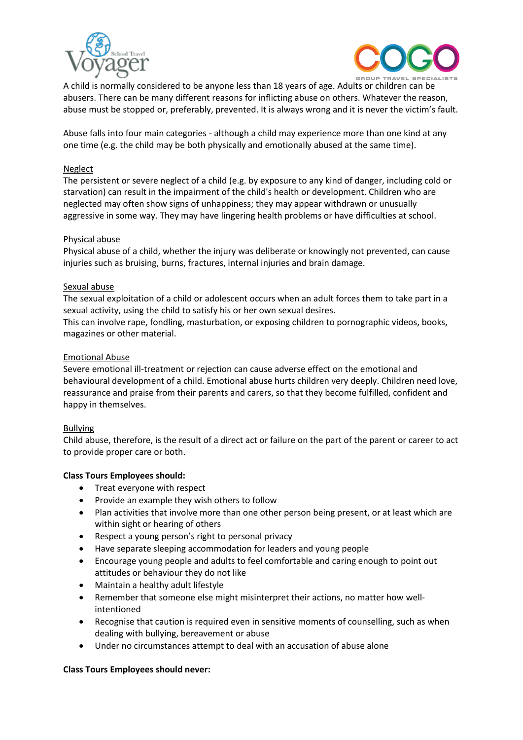A child is normally considered to be anyone less than 18 years of age. Adults or children can be abusers. There can be many different reasons for inflicting abuse on others. Whatever the reason, abuse must be stopped or, preferably, prevented. It is always wrong and it is never the victim's fault.

Abuse falls into four main categories - although a child may experience more than one kind at any one time (e.g. the child may be both physically and emotionally abused at the same time).

<u>Neglect</u>
The persistent or severe neglect of a child (e.g. by exposure to any kind of danger, including cold or starvation) can result in the impairment of the child's health or development. Children who are neglected may often show signs of unhappiness; they may appear withdrawn or unusually aggressive in some way. They may have lingering health problems or have difficulties at school.

<u>Physical abuse</u>
Physical abuse of a child, whether the injury was deliberate or knowingly not prevented, can cause injuries such as bruising, burns, fractures, internal injuries and brain damage.

<u>Sexual abuse</u>
The sexual exploitation of a child or adolescent occurs when an adult forces them to take part in a sexual activity, using the child to satisfy his or her own sexual desires.
This can involve rape, fondling, masturbation, or exposing children to pornographic videos, books, magazines or other material.

<u>Emotional Abuse</u>
Severe emotional ill-treatment or rejection can cause adverse effect on the emotional and behavioural development of a child. Emotional abuse hurts children very deeply. Children need love, reassurance and praise from their parents and carers, so that they become fulfilled, confident and happy in themselves.

<u>Bullying</u>
Child abuse, therefore, is the result of a direct act or failure on the part of the parent or career to act to provide proper care or both.

**Class Tours Employees should:**

- Treat everyone with respect
- Provide an example they wish others to follow
- Plan activities that involve more than one other person being present, or at least which are within sight or hearing of others
- Respect a young person's right to personal privacy
- Have separate sleeping accommodation for leaders and young people
- Encourage young people and adults to feel comfortable and caring enough to point out attitudes or behaviour they do not like
- Maintain a healthy adult lifestyle
- Remember that someone else might misinterpret their actions, no matter how well-intentioned
- Recognise that caution is required even in sensitive moments of counselling, such as when dealing with bullying, bereavement or abuse
- Under no circumstances attempt to deal with an accusation of abuse alone

**Class Tours Employees should never:**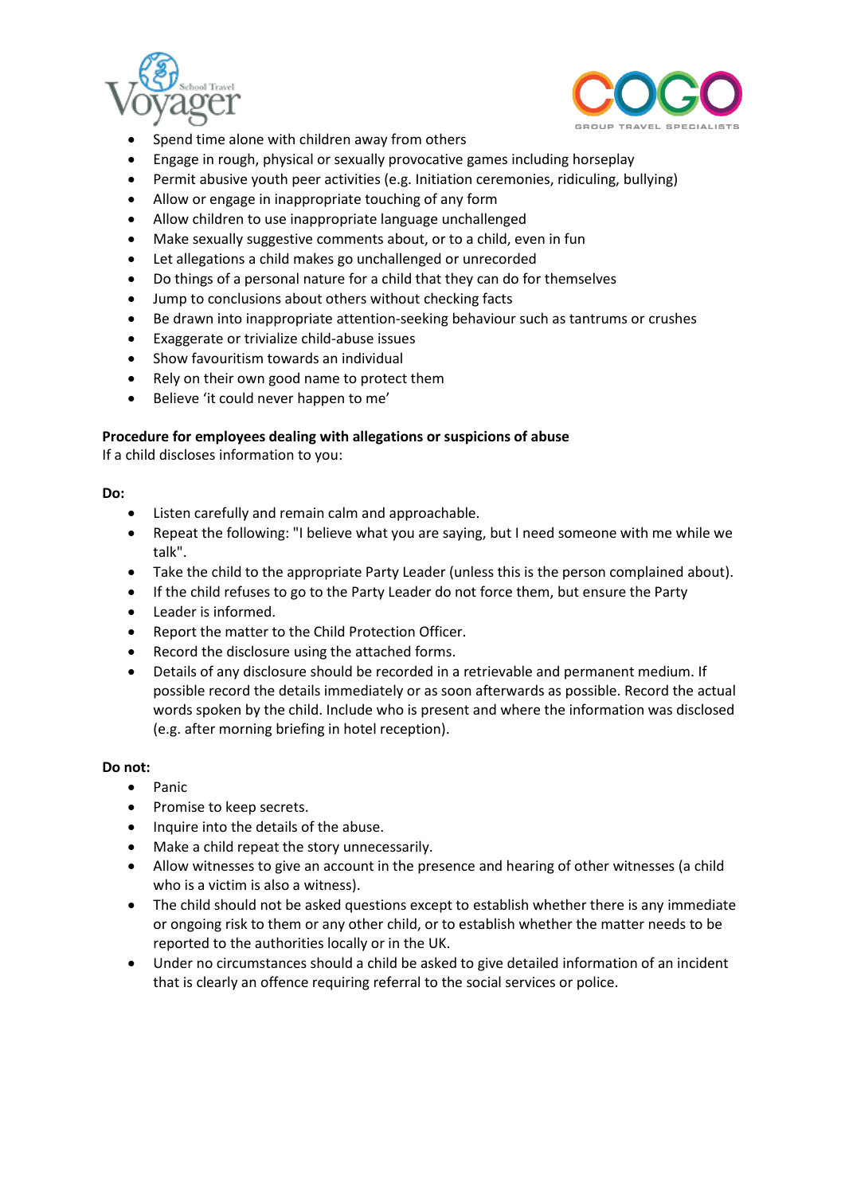- Spend time alone with children away from others
- Engage in rough, physical or sexually provocative games including horseplay
- Permit abusive youth peer activities (e.g. Initiation ceremonies, ridiculing, bullying)
- Allow or engage in inappropriate touching of any form
- Allow children to use inappropriate language unchallenged
- Make sexually suggestive comments about, or to a child, even in fun
- Let allegations a child makes go unchallenged or unrecorded
- Do things of a personal nature for a child that they can do for themselves
- Jump to conclusions about others without checking facts
- Be drawn into inappropriate attention-seeking behaviour such as tantrums or crushes
- Exaggerate or trivialize child-abuse issues
- Show favouritism towards an individual
- Rely on their own good name to protect them
- Believe 'it could never happen to me'

**Procedure for employees dealing with allegations or suspicions of abuse**
If a child discloses information to you:

**Do:**

- Listen carefully and remain calm and approachable.
- Repeat the following: "I believe what you are saying, but I need someone with me while we talk".
- Take the child to the appropriate Party Leader (unless this is the person complained about).
- If the child refuses to go to the Party Leader do not force them, but ensure the Party
- Leader is informed.
- Report the matter to the Child Protection Officer.
- Record the disclosure using the attached forms.
- Details of any disclosure should be recorded in a retrievable and permanent medium. If possible record the details immediately or as soon afterwards as possible. Record the actual words spoken by the child. Include who is present and where the information was disclosed (e.g. after morning briefing in hotel reception).

**Do not:**

- Panic
- Promise to keep secrets.
- Inquire into the details of the abuse.
- Make a child repeat the story unnecessarily.
- Allow witnesses to give an account in the presence and hearing of other witnesses (a child who is a victim is also a witness).
- The child should not be asked questions except to establish whether there is any immediate or ongoing risk to them or any other child, or to establish whether the matter needs to be reported to the authorities locally or in the UK.
- Under no circumstances should a child be asked to give detailed information of an incident that is clearly an offence requiring referral to the social services or police.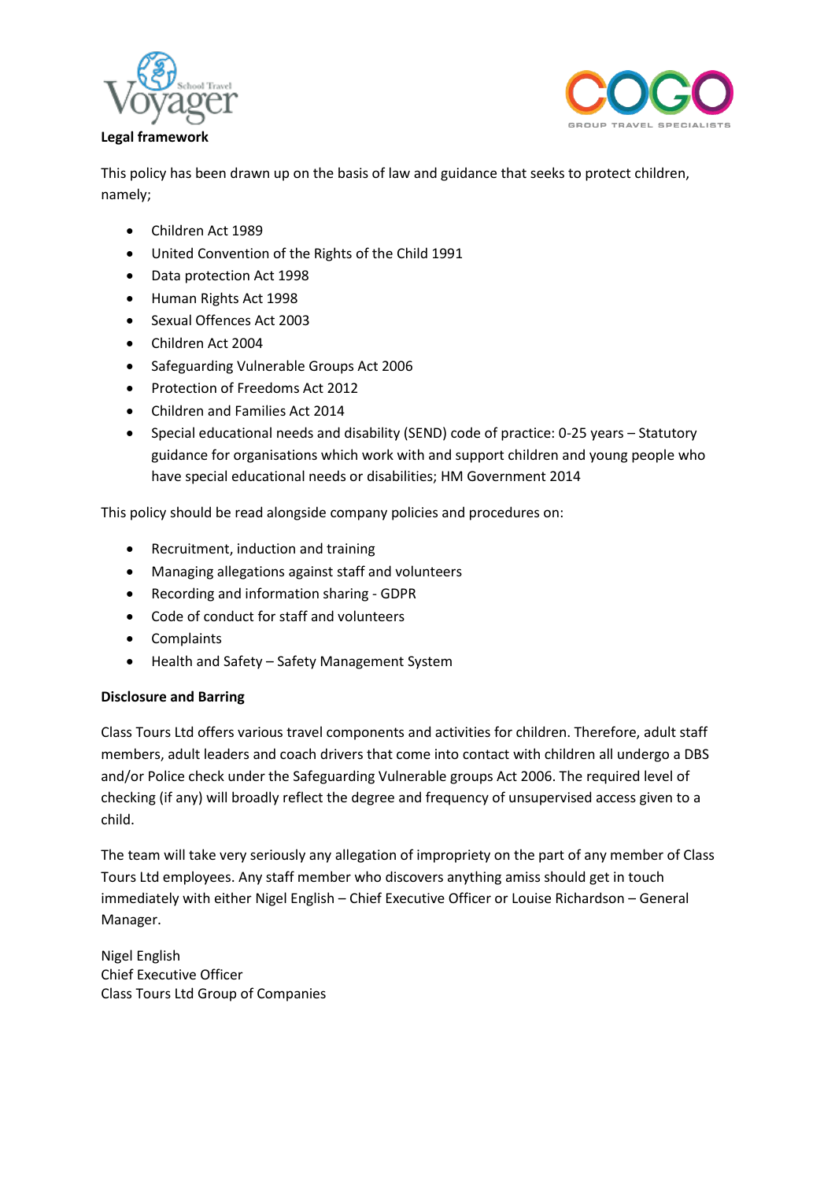**Legal framework**

This policy has been drawn up on the basis of law and guidance that seeks to protect children, namely;

- Children Act 1989
- United Convention of the Rights of the Child 1991
- Data protection Act 1998
- Human Rights Act 1998
- Sexual Offences Act 2003
- Children Act 2004
- Safeguarding Vulnerable Groups Act 2006
- Protection of Freedoms Act 2012
- Children and Families Act 2014
- Special educational needs and disability (SEND) code of practice: 0-25 years – Statutory guidance for organisations which work with and support children and young people who have special educational needs or disabilities; HM Government 2014

This policy should be read alongside company policies and procedures on:

- Recruitment, induction and training
- Managing allegations against staff and volunteers
- Recording and information sharing - GDPR
- Code of conduct for staff and volunteers
- Complaints
- Health and Safety – Safety Management System

**Disclosure and Barring**

Class Tours Ltd offers various travel components and activities for children. Therefore, adult staff members, adult leaders and coach drivers that come into contact with children all undergo a DBS and/or Police check under the Safeguarding Vulnerable groups Act 2006. The required level of checking (if any) will broadly reflect the degree and frequency of unsupervised access given to a child.

The team will take very seriously any allegation of impropriety on the part of any member of Class Tours Ltd employees. Any staff member who discovers anything amiss should get in touch immediately with either Nigel English – Chief Executive Officer or Louise Richardson – General Manager.

Nigel English
Chief Executive Officer
Class Tours Ltd Group of Companies